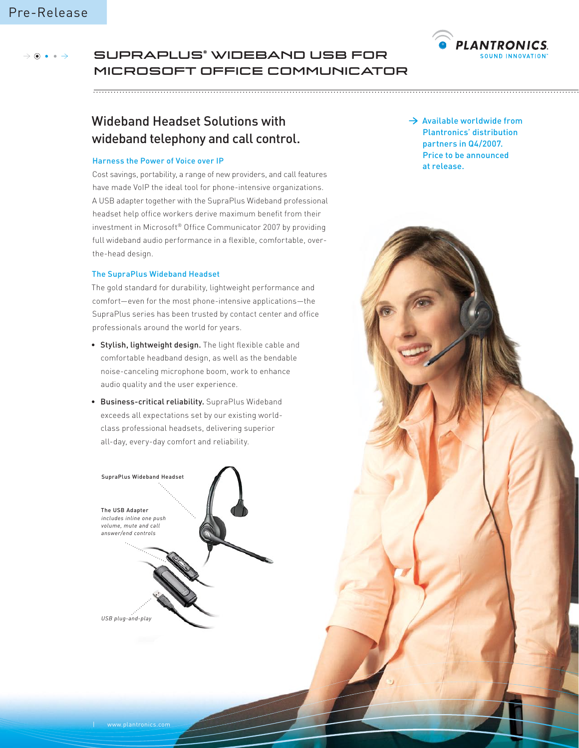Pre-Release

# SUPRAPLUS® WIDEBAND USB FOR MICROSOFT OFFICE COMMUNICATOR

## Wideband Headset Solutions with wideband telephony and call control.

→ Available worldwide from Plantronics' distribution partners in Q4/2007. Price to be announced at release.

### Harness the Power of Voice over IP

Cost savings, portability, a range of new providers, and call features have made VoIP the ideal tool for phone-intensive organizations. A USB adapter together with the SupraPlus Wideband professional headset help office workers derive maximum benefit from their investment in Microsoft® Office Communicator 2007 by providing full wideband audio performance in a flexible, comfortable, over-the-head design.

### The SupraPlus Wideband Headset

The gold standard for durability, lightweight performance and comfort—even for the most phone-intensive applications—the SupraPlus series has been trusted by contact center and office professionals around the world for years.

- **Stylish, lightweight design.** The light flexible cable and comfortable headband design, as well as the bendable noise-canceling microphone boom, work to enhance audio quality and the user experience.
- **Business-critical reliability.** SupraPlus Wideband exceeds all expectations set by our existing world-class professional headsets, delivering superior all-day, every-day comfort and reliability.

SupraPlus Wideband Headset

The USB Adapter
*includes inline one push volume, mute and call answer/end controls*

*USB plug-and-play*

www.plantronics.com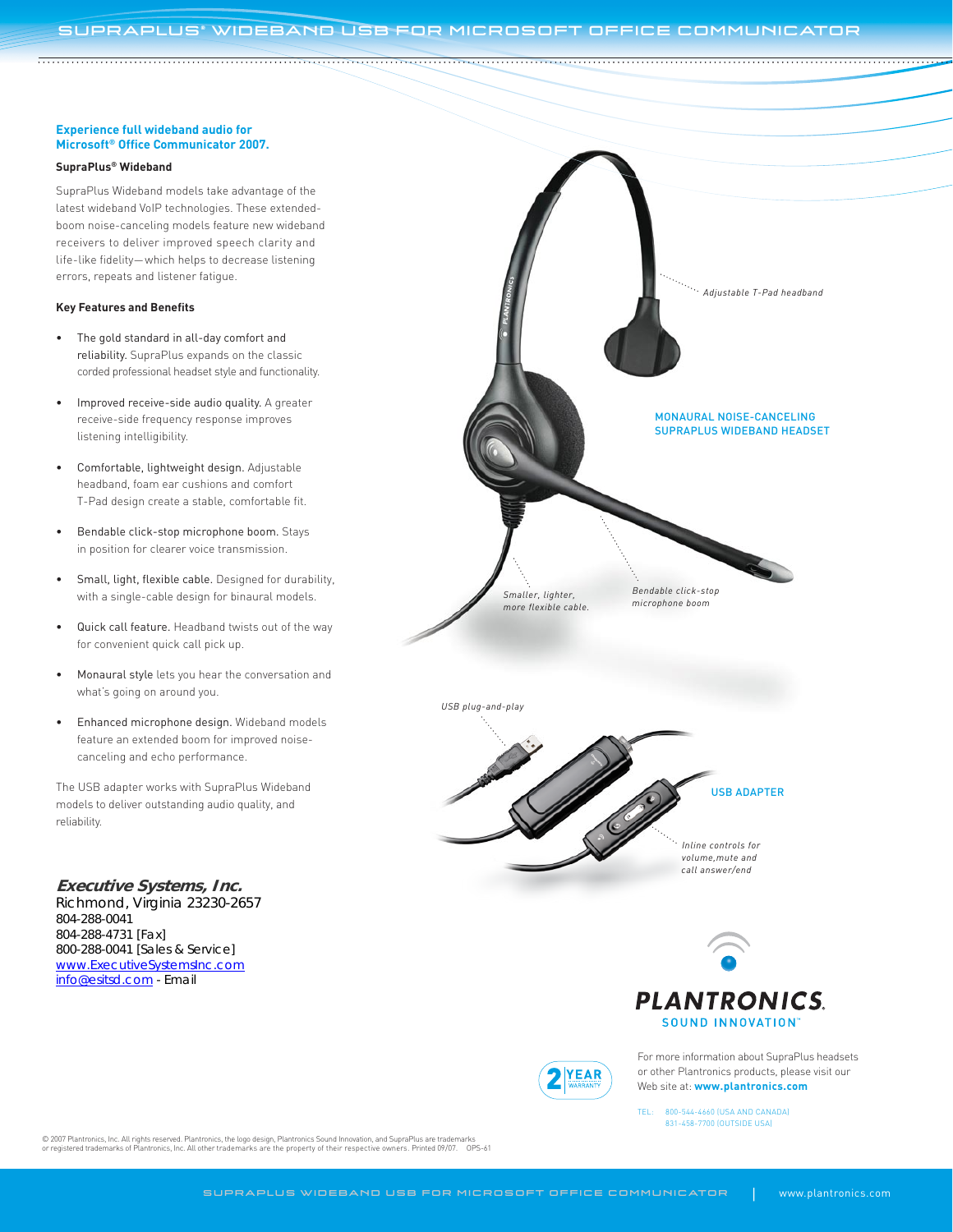### Experience full wideband audio for Microsoft® Office Communicator 2007.

**SupraPlus® Wideband**

SupraPlus Wideband models take advantage of the latest wideband VoIP technologies. These extended-boom noise-canceling models feature new wideband receivers to deliver improved speech clarity and life-like fidelity—which helps to decrease listening errors, repeats and listener fatigue.

**Key Features and Benefits**

- The gold standard in all-day comfort and reliability. SupraPlus expands on the classic corded professional headset style and functionality.
- Improved receive-side audio quality. A greater receive-side frequency response improves listening intelligibility.
- Comfortable, lightweight design. Adjustable headband, foam ear cushions and comfort T-Pad design create a stable, comfortable fit.
- Bendable click-stop microphone boom. Stays in position for clearer voice transmission.
- Small, light, flexible cable. Designed for durability, with a single-cable design for binaural models.
- Quick call feature. Headband twists out of the way for convenient quick call pick up.
- Monaural style lets you hear the conversation and what's going on around you.
- Enhanced microphone design. Wideband models feature an extended boom for improved noise-canceling and echo performance.

The USB adapter works with SupraPlus Wideband models to deliver outstanding audio quality, and reliability.

***Executive Systems, Inc.***
Richmond, Virginia 23230-2657
804-288-0041
804-288-4731 [Fax]
800-288-0041 [Sales & Service]
www.ExecutiveSystemsInc.com
info@esitsd.com - Email

*Adjustable T-Pad headband*

MONAURAL NOISE-CANCELING SUPRAPLUS WIDEBAND HEADSET

*Smaller, lighter, more flexible cable.*

*Bendable click-stop microphone boom*

*USB plug-and-play*

USB ADAPTER

*Inline controls for volume, mute and call answer/end*

PLANTRONICS. SOUND INNOVATION™

2 YEAR WARRANTY

For more information about SupraPlus headsets or other Plantronics products, please visit our Web site at: **www.plantronics.com**

TEL: 800-544-4660 (USA AND CANADA)
831-458-7700 (OUTSIDE USA)

© 2007 Plantronics, Inc. All rights reserved. Plantronics, the logo design, Plantronics Sound Innovation, and SupraPlus are trademarks or registered trademarks of Plantronics, Inc. All other trademarks are the property of their respective owners. Printed 09/07. OPS-61